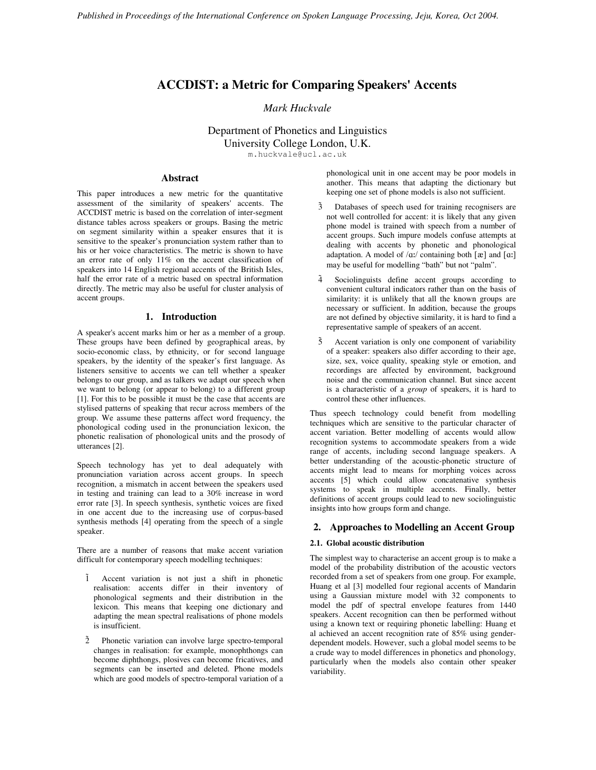*Published in Proceedings of the International Conference on Spoken Language Processing, Jeju, Korea, Oct 2004.*

# ACCDIST: a Metric for Comparing Speakers' Accents

*Mark Huckvale*

Department of Phonetics and Linguistics
University College London, U.K.
m.huckvale@ucl.ac.uk

## Abstract

This paper introduces a new metric for the quantitative assessment of the similarity of speakers' accents. The ACCDIST metric is based on the correlation of inter-segment distance tables across speakers or groups. Basing the metric on segment similarity within a speaker ensures that it is sensitive to the speaker's pronunciation system rather than to his or her voice characteristics. The metric is shown to have an error rate of only 11% on the accent classification of speakers into 14 English regional accents of the British Isles, half the error rate of a metric based on spectral information directly. The metric may also be useful for cluster analysis of accent groups.

## 1. Introduction

A speaker's accent marks him or her as a member of a group. These groups have been defined by geographical areas, by socio-economic class, by ethnicity, or for second language speakers, by the identity of the speaker's first language. As listeners sensitive to accents we can tell whether a speaker belongs to our group, and as talkers we adapt our speech when we want to belong (or appear to belong) to a different group [1]. For this to be possible it must be the case that accents are stylised patterns of speaking that recur across members of the group. We assume these patterns affect word frequency, the phonological coding used in the pronunciation lexicon, the phonetic realisation of phonological units and the prosody of utterances [2].

Speech technology has yet to deal adequately with pronunciation variation across accent groups. In speech recognition, a mismatch in accent between the speakers used in testing and training can lead to a 30% increase in word error rate [3]. In speech synthesis, synthetic voices are fixed in one accent due to the increasing use of corpus-based synthesis methods [4] operating from the speech of a single speaker.

There are a number of reasons that make accent variation difficult for contemporary speech modelling techniques:

1. Accent variation is not just a shift in phonetic realisation: accents differ in their inventory of phonological segments and their distribution in the lexicon. This means that keeping one dictionary and adapting the mean spectral realisations of phone models is insufficient.
2. Phonetic variation can involve large spectro-temporal changes in realisation: for example, monophthongs can become diphthongs, plosives can become fricatives, and segments can be inserted and deleted. Phone models which are good models of spectro-temporal variation of a phonological unit in one accent may be poor models in another. This means that adapting the dictionary but keeping one set of phone models is also not sufficient.
3. Databases of speech used for training recognisers are not well controlled for accent: it is likely that any given phone model is trained with speech from a number of accent groups. Such impure models confuse attempts at dealing with accents by phonetic and phonological adaptation. A model of /ɑː/ containing both [æ] and [ɑː] may be useful for modelling "bath" but not "palm".
4. Sociolinguists define accent groups according to convenient cultural indicators rather than on the basis of similarity: it is unlikely that all the known groups are necessary or sufficient. In addition, because the groups are not defined by objective similarity, it is hard to find a representative sample of speakers of an accent.
5. Accent variation is only one component of variability of a speaker: speakers also differ according to their age, size, sex, voice quality, speaking style or emotion, and recordings are affected by environment, background noise and the communication channel. But since accent is a characteristic of a *group* of speakers, it is hard to control these other influences.

Thus speech technology could benefit from modelling techniques which are sensitive to the particular character of accent variation. Better modelling of accents would allow recognition systems to accommodate speakers from a wide range of accents, including second language speakers. A better understanding of the acoustic-phonetic structure of accents might lead to means for morphing voices across accents [5] which could allow concatenative synthesis systems to speak in multiple accents. Finally, better definitions of accent groups could lead to new sociolinguistic insights into how groups form and change.

## 2. Approaches to Modelling an Accent Group

### 2.1. Global acoustic distribution

The simplest way to characterise an accent group is to make a model of the probability distribution of the acoustic vectors recorded from a set of speakers from one group. For example, Huang et al [3] modelled four regional accents of Mandarin using a Gaussian mixture model with 32 components to model the pdf of spectral envelope features from 1440 speakers. Accent recognition can then be performed without using a known text or requiring phonetic labelling: Huang et al achieved an accent recognition rate of 85% using gender-dependent models. However, such a global model seems to be a crude way to model differences in phonetics and phonology, particularly when the models also contain other speaker variability.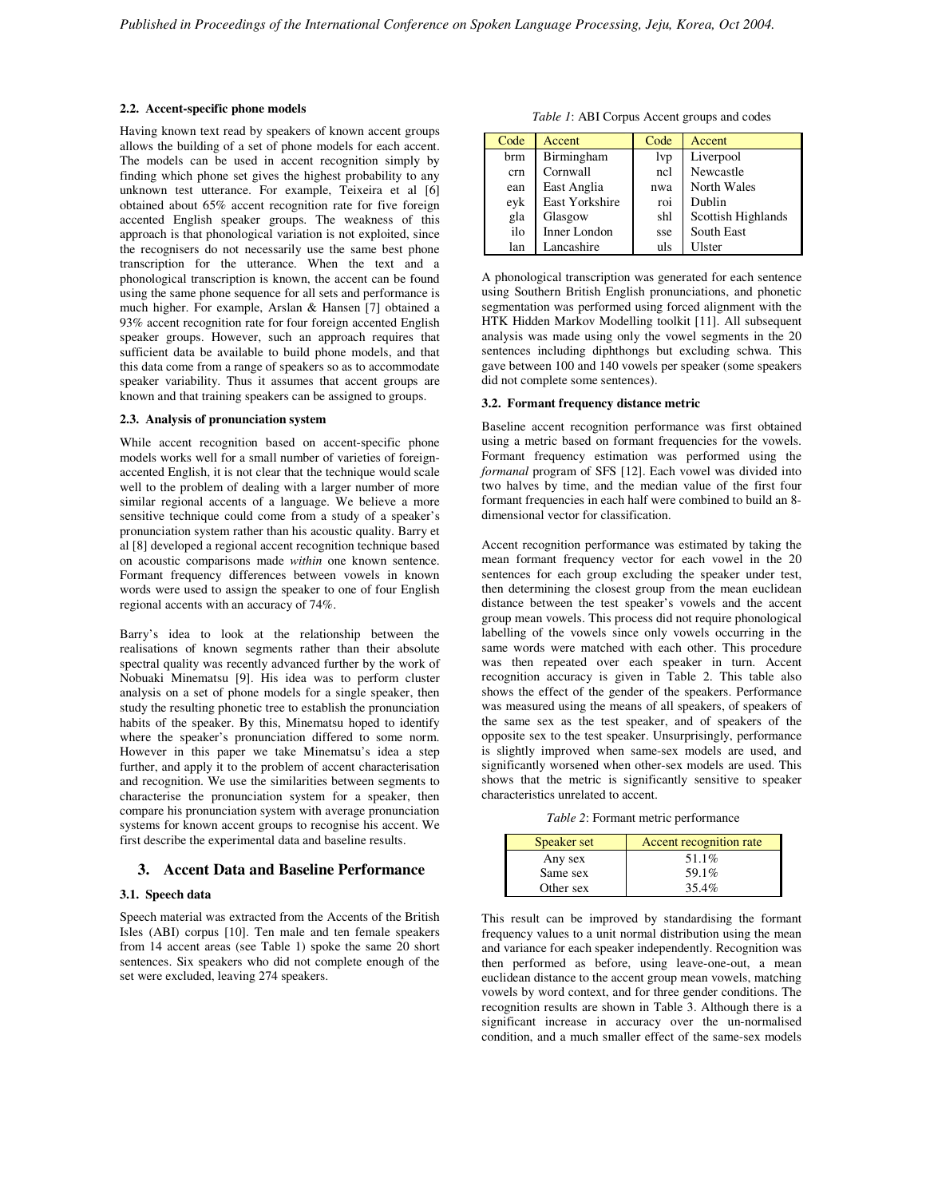### 2.2. Accent-specific phone models

Having known text read by speakers of known accent groups allows the building of a set of phone models for each accent. The models can be used in accent recognition simply by finding which phone set gives the highest probability to any unknown test utterance. For example, Teixeira et al [6] obtained about 65% accent recognition rate for five foreign accented English speaker groups. The weakness of this approach is that phonological variation is not exploited, since the recognisers do not necessarily use the same best phone transcription for the utterance. When the text and a phonological transcription is known, the accent can be found using the same phone sequence for all sets and performance is much higher. For example, Arslan & Hansen [7] obtained a 93% accent recognition rate for four foreign accented English speaker groups. However, such an approach requires that sufficient data be available to build phone models, and that this data come from a range of speakers so as to accommodate speaker variability. Thus it assumes that accent groups are known and that training speakers can be assigned to groups.

### 2.3. Analysis of pronunciation system

While accent recognition based on accent-specific phone models works well for a small number of varieties of foreign-accented English, it is not clear that the technique would scale well to the problem of dealing with a larger number of more similar regional accents of a language. We believe a more sensitive technique could come from a study of a speaker's pronunciation system rather than his acoustic quality. Barry et al [8] developed a regional accent recognition technique based on acoustic comparisons made *within* one known sentence. Formant frequency differences between vowels in known words were used to assign the speaker to one of four English regional accents with an accuracy of 74%.

Barry's idea to look at the relationship between the realisations of known segments rather than their absolute spectral quality was recently advanced further by the work of Nobuaki Minematsu [9]. His idea was to perform cluster analysis on a set of phone models for a single speaker, then study the resulting phonetic tree to establish the pronunciation habits of the speaker. By this, Minematsu hoped to identify where the speaker's pronunciation differed to some norm. However in this paper we take Minematsu's idea a step further, and apply it to the problem of accent characterisation and recognition. We use the similarities between segments to characterise the pronunciation system for a speaker, then compare his pronunciation system with average pronunciation systems for known accent groups to recognise his accent. We first describe the experimental data and baseline results.

## 3. Accent Data and Baseline Performance

### 3.1. Speech data

Speech material was extracted from the Accents of the British Isles (ABI) corpus [10]. Ten male and ten female speakers from 14 accent areas (see Table 1) spoke the same 20 short sentences. Six speakers who did not complete enough of the set were excluded, leaving 274 speakers.

*Table 1*: ABI Corpus Accent groups and codes

| Code | Accent | Code | Accent |
|---|---|---|---|
| brm | Birmingham | lvp | Liverpool |
| crn | Cornwall | ncl | Newcastle |
| ean | East Anglia | nwa | North Wales |
| eyk | East Yorkshire | roi | Dublin |
| gla | Glasgow | shl | Scottish Highlands |
| ilo | Inner London | sse | South East |
| lan | Lancashire | uls | Ulster |

A phonological transcription was generated for each sentence using Southern British English pronunciations, and phonetic segmentation was performed using forced alignment with the HTK Hidden Markov Modelling toolkit [11]. All subsequent analysis was made using only the vowel segments in the 20 sentences including diphthongs but excluding schwa. This gave between 100 and 140 vowels per speaker (some speakers did not complete some sentences).

### 3.2. Formant frequency distance metric

Baseline accent recognition performance was first obtained using a metric based on formant frequencies for the vowels. Formant frequency estimation was performed using the *formanal* program of SFS [12]. Each vowel was divided into two halves by time, and the median value of the first four formant frequencies in each half were combined to build an 8-dimensional vector for classification.

Accent recognition performance was estimated by taking the mean formant frequency vector for each vowel in the 20 sentences for each group excluding the speaker under test, then determining the closest group from the mean euclidean distance between the test speaker's vowels and the accent group mean vowels. This process did not require phonological labelling of the vowels since only vowels occurring in the same words were matched with each other. This procedure was then repeated over each speaker in turn. Accent recognition accuracy is given in Table 2. This table also shows the effect of the gender of the speakers. Performance was measured using the means of all speakers, of speakers of the same sex as the test speaker, and of speakers of the opposite sex to the test speaker. Unsurprisingly, performance is slightly improved when same-sex models are used, and significantly worsened when other-sex models are used. This shows that the metric is significantly sensitive to speaker characteristics unrelated to accent.

*Table 2*: Formant metric performance

| Speaker set | Accent recognition rate |
|---|---|
| Any sex | 51.1% |
| Same sex | 59.1% |
| Other sex | 35.4% |

This result can be improved by standardising the formant frequency values to a unit normal distribution using the mean and variance for each speaker independently. Recognition was then performed as before, using leave-one-out, a mean euclidean distance to the accent group mean vowels, matching vowels by word context, and for three gender conditions. The recognition results are shown in Table 3. Although there is a significant increase in accuracy over the un-normalised condition, and a much smaller effect of the same-sex models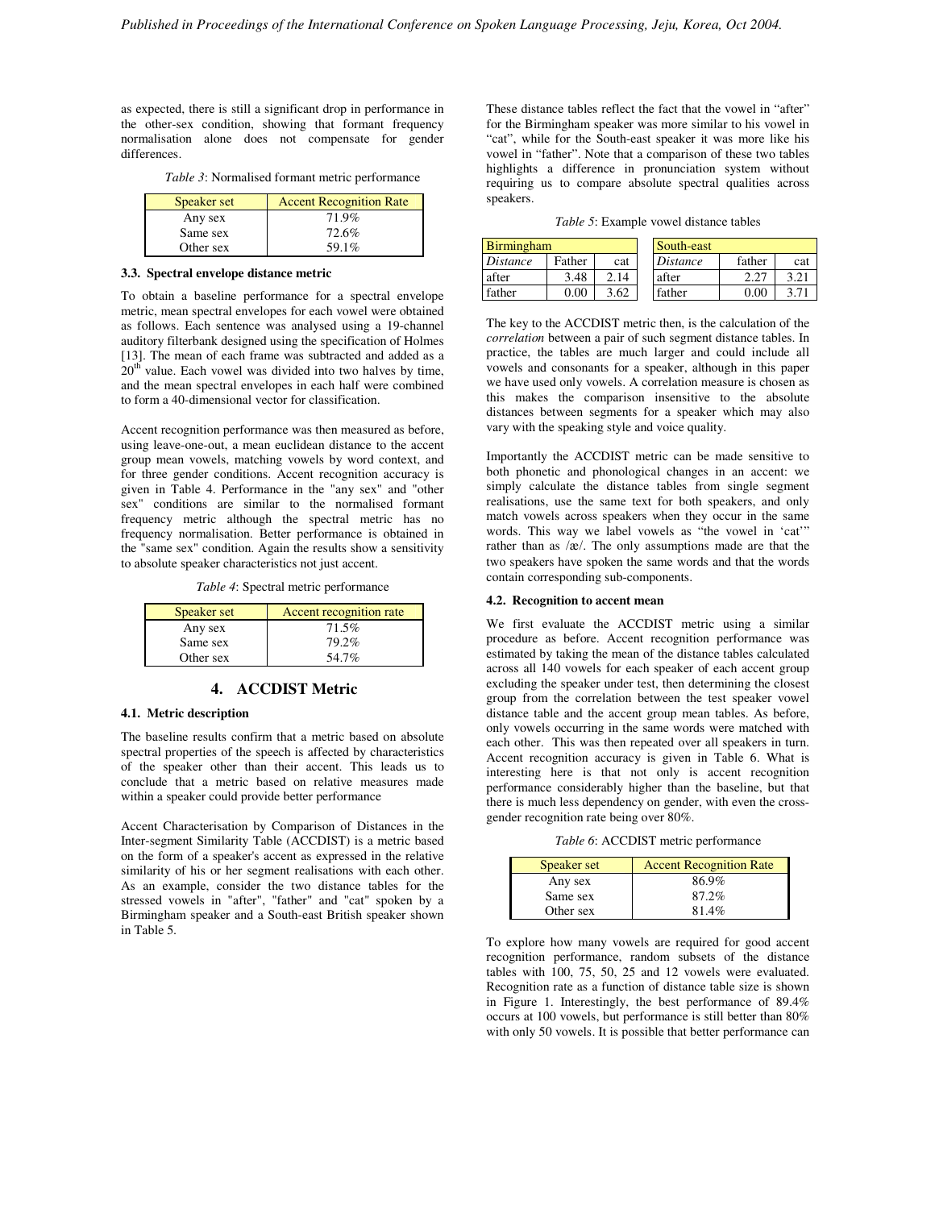as expected, there is still a significant drop in performance in the other-sex condition, showing that formant frequency normalisation alone does not compensate for gender differences.

*Table 3*: Normalised formant metric performance

| Speaker set | Accent Recognition Rate |
| --- | --- |
| Any sex | 71.9% |
| Same sex | 72.6% |
| Other sex | 59.1% |

### 3.3. Spectral envelope distance metric

To obtain a baseline performance for a spectral envelope metric, mean spectral envelopes for each vowel were obtained as follows. Each sentence was analysed using a 19-channel auditory filterbank designed using the specification of Holmes [13]. The mean of each frame was subtracted and added as a 20th value. Each vowel was divided into two halves by time, and the mean spectral envelopes in each half were combined to form a 40-dimensional vector for classification.

Accent recognition performance was then measured as before, using leave-one-out, a mean euclidean distance to the accent group mean vowels, matching vowels by word context, and for three gender conditions. Accent recognition accuracy is given in Table 4. Performance in the "any sex" and "other sex" conditions are similar to the normalised formant frequency metric although the spectral metric has no frequency normalisation. Better performance is obtained in the "same sex" condition. Again the results show a sensitivity to absolute speaker characteristics not just accent.

*Table 4*: Spectral metric performance

| Speaker set | Accent recognition rate |
| --- | --- |
| Any sex | 71.5% |
| Same sex | 79.2% |
| Other sex | 54.7% |

## 4. ACCDIST Metric

### 4.1. Metric description

The baseline results confirm that a metric based on absolute spectral properties of the speech is affected by characteristics of the speaker other than their accent. This leads us to conclude that a metric based on relative measures made within a speaker could provide better performance

Accent Characterisation by Comparison of Distances in the Inter-segment Similarity Table (ACCDIST) is a metric based on the form of a speaker's accent as expressed in the relative similarity of his or her segment realisations with each other. As an example, consider the two distance tables for the stressed vowels in "after", "father" and "cat" spoken by a Birmingham speaker and a South-east British speaker shown in Table 5.

These distance tables reflect the fact that the vowel in "after" for the Birmingham speaker was more similar to his vowel in "cat", while for the South-east speaker it was more like his vowel in "father". Note that a comparison of these two tables highlights a difference in pronunciation system without requiring us to compare absolute spectral qualities across speakers.

*Table 5*: Example vowel distance tables

| Birmingham | | |
| --- | --- | --- |
| *Distance* | Father | cat |
| after | 3.48 | 2.14 |
| father | 0.00 | 3.62 |

| South-east | | |
| --- | --- | --- |
| *Distance* | father | cat |
| after | 2.27 | 3.21 |
| father | 0.00 | 3.71 |

The key to the ACCDIST metric then, is the calculation of the *correlation* between a pair of such segment distance tables. In practice, the tables are much larger and could include all vowels and consonants for a speaker, although in this paper we have used only vowels. A correlation measure is chosen as this makes the comparison insensitive to the absolute distances between segments for a speaker which may also vary with the speaking style and voice quality.

Importantly the ACCDIST metric can be made sensitive to both phonetic and phonological changes in an accent: we simply calculate the distance tables from single segment realisations, use the same text for both speakers, and only match vowels across speakers when they occur in the same words. This way we label vowels as "the vowel in 'cat'" rather than as /æ/. The only assumptions made are that the two speakers have spoken the same words and that the words contain corresponding sub-components.

### 4.2. Recognition to accent mean

We first evaluate the ACCDIST metric using a similar procedure as before. Accent recognition performance was estimated by taking the mean of the distance tables calculated across all 140 vowels for each speaker of each accent group excluding the speaker under test, then determining the closest group from the correlation between the test speaker vowel distance table and the accent group mean tables. As before, only vowels occurring in the same words were matched with each other. This was then repeated over all speakers in turn. Accent recognition accuracy is given in Table 6. What is interesting here is that not only is accent recognition performance considerably higher than the baseline, but that there is much less dependency on gender, with even the cross-gender recognition rate being over 80%.

*Table 6*: ACCDIST metric performance

| Speaker set | Accent Recognition Rate |
| --- | --- |
| Any sex | 86.9% |
| Same sex | 87.2% |
| Other sex | 81.4% |

To explore how many vowels are required for good accent recognition performance, random subsets of the distance tables with 100, 75, 50, 25 and 12 vowels were evaluated. Recognition rate as a function of distance table size is shown in Figure 1. Interestingly, the best performance of 89.4% occurs at 100 vowels, but performance is still better than 80% with only 50 vowels. It is possible that better performance can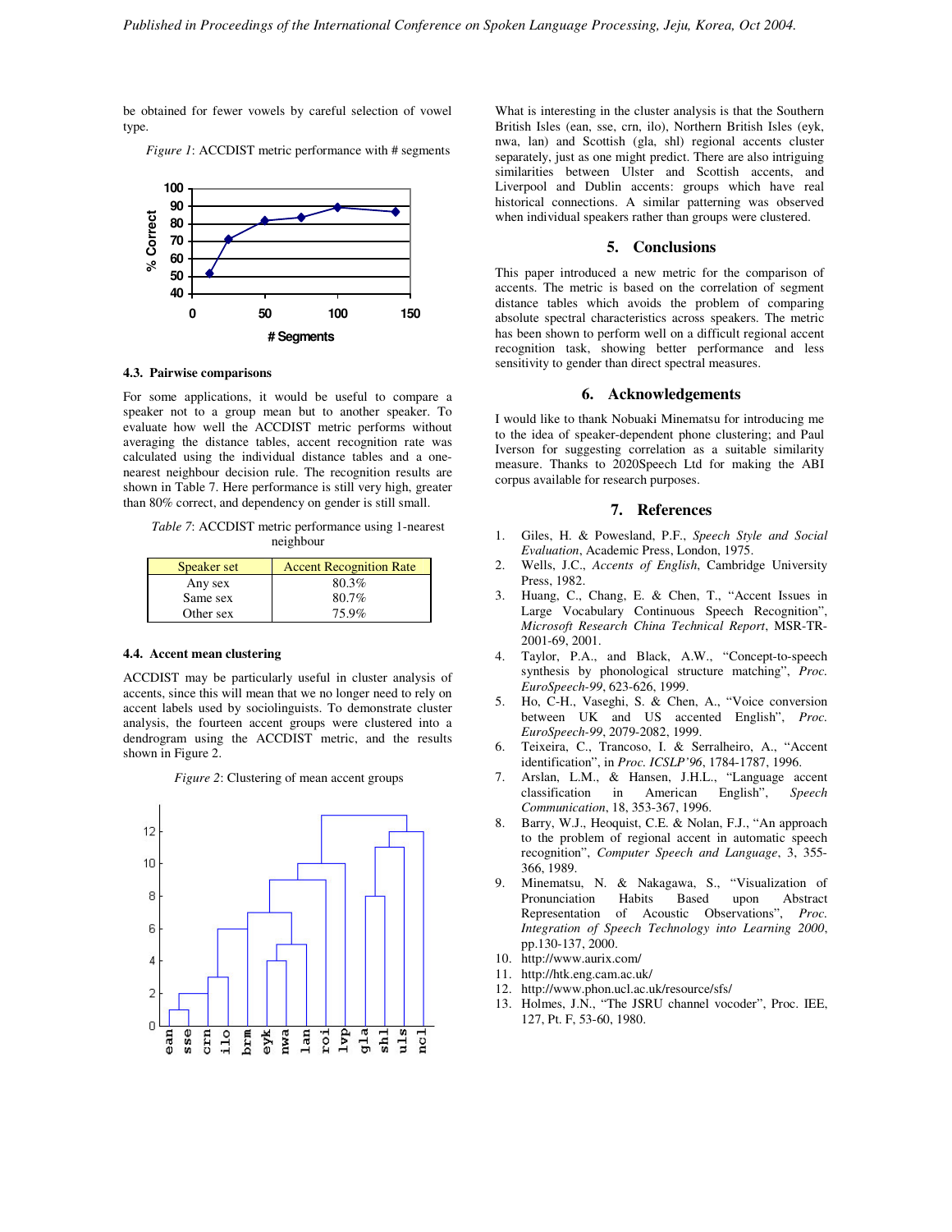be obtained for fewer vowels by careful selection of vowel type.

*Figure 1*: ACCDIST metric performance with # segments

% Correct
100
90
80
70
60
50
40
0
50
100
150
# Segments

### 4.3. Pairwise comparisons

For some applications, it would be useful to compare a speaker not to a group mean but to another speaker. To evaluate how well the ACCDIST metric performs without averaging the distance tables, accent recognition rate was calculated using the individual distance tables and a one-nearest neighbour decision rule. The recognition results are shown in Table 7. Here performance is still very high, greater than 80% correct, and dependency on gender is still small.

*Table 7*: ACCDIST metric performance using 1-nearest neighbour

| Speaker set | Accent Recognition Rate |
|---|---|
| Any sex | 80.3% |
| Same sex | 80.7% |
| Other sex | 75.9% |

### 4.4. Accent mean clustering

ACCDIST may be particularly useful in cluster analysis of accents, since this will mean that we no longer need to rely on accent labels used by sociolinguists. To demonstrate cluster analysis, the fourteen accent groups were clustered into a dendrogram using the ACCDIST metric, and the results shown in Figure 2.

*Figure 2*: Clustering of mean accent groups

12
10
8
6
4
2
0
ean sse crn ilo brm eyk nwa lan roi lvp gla shl uls ncl

What is interesting in the cluster analysis is that the Southern British Isles (ean, sse, crn, ilo), Northern British Isles (eyk, nwa, lan) and Scottish (gla, shl) regional accents cluster separately, just as one might predict. There are also intriguing similarities between Ulster and Scottish accents, and Liverpool and Dublin accents: groups which have real historical connections. A similar patterning was observed when individual speakers rather than groups were clustered.

## 5. Conclusions

This paper introduced a new metric for the comparison of accents. The metric is based on the correlation of segment distance tables which avoids the problem of comparing absolute spectral characteristics across speakers. The metric has been shown to perform well on a difficult regional accent recognition task, showing better performance and less sensitivity to gender than direct spectral measures.

## 6. Acknowledgements

I would like to thank Nobuaki Minematsu for introducing me to the idea of speaker-dependent phone clustering; and Paul Iverson for suggesting correlation as a suitable similarity measure. Thanks to 2020Speech Ltd for making the ABI corpus available for research purposes.

## 7. References

1. Giles, H. & Powesland, P.F., *Speech Style and Social Evaluation*, Academic Press, London, 1975.
2. Wells, J.C., *Accents of English*, Cambridge University Press, 1982.
3. Huang, C., Chang, E. & Chen, T., "Accent Issues in Large Vocabulary Continuous Speech Recognition", *Microsoft Research China Technical Report*, MSR-TR-2001-69, 2001.
4. Taylor, P.A., and Black, A.W., "Concept-to-speech synthesis by phonological structure matching", *Proc. EuroSpeech-99*, 623-626, 1999.
5. Ho, C-H., Vaseghi, S. & Chen, A., "Voice conversion between UK and US accented English", *Proc. EuroSpeech-99*, 2079-2082, 1999.
6. Teixeira, C., Trancoso, I. & Serralheiro, A., "Accent identification", in *Proc. ICSLP'96*, 1784-1787, 1996.
7. Arslan, L.M., & Hansen, J.H.L., "Language accent classification in American English", *Speech Communication*, 18, 353-367, 1996.
8. Barry, W.J., Heoquist, C.E. & Nolan, F.J., "An approach to the problem of regional accent in automatic speech recognition", *Computer Speech and Language*, 3, 355-366, 1989.
9. Minematsu, N. & Nakagawa, S., "Visualization of Pronunciation Habits Based upon Abstract Representation of Acoustic Observations", *Proc. Integration of Speech Technology into Learning 2000*, pp.130-137, 2000.
10. http://www.aurix.com/
11. http://htk.eng.cam.ac.uk/
12. http://www.phon.ucl.ac.uk/resource/sfs/
13. Holmes, J.N., "The JSRU channel vocoder", Proc. IEE, 127, Pt. F, 53-60, 1980.